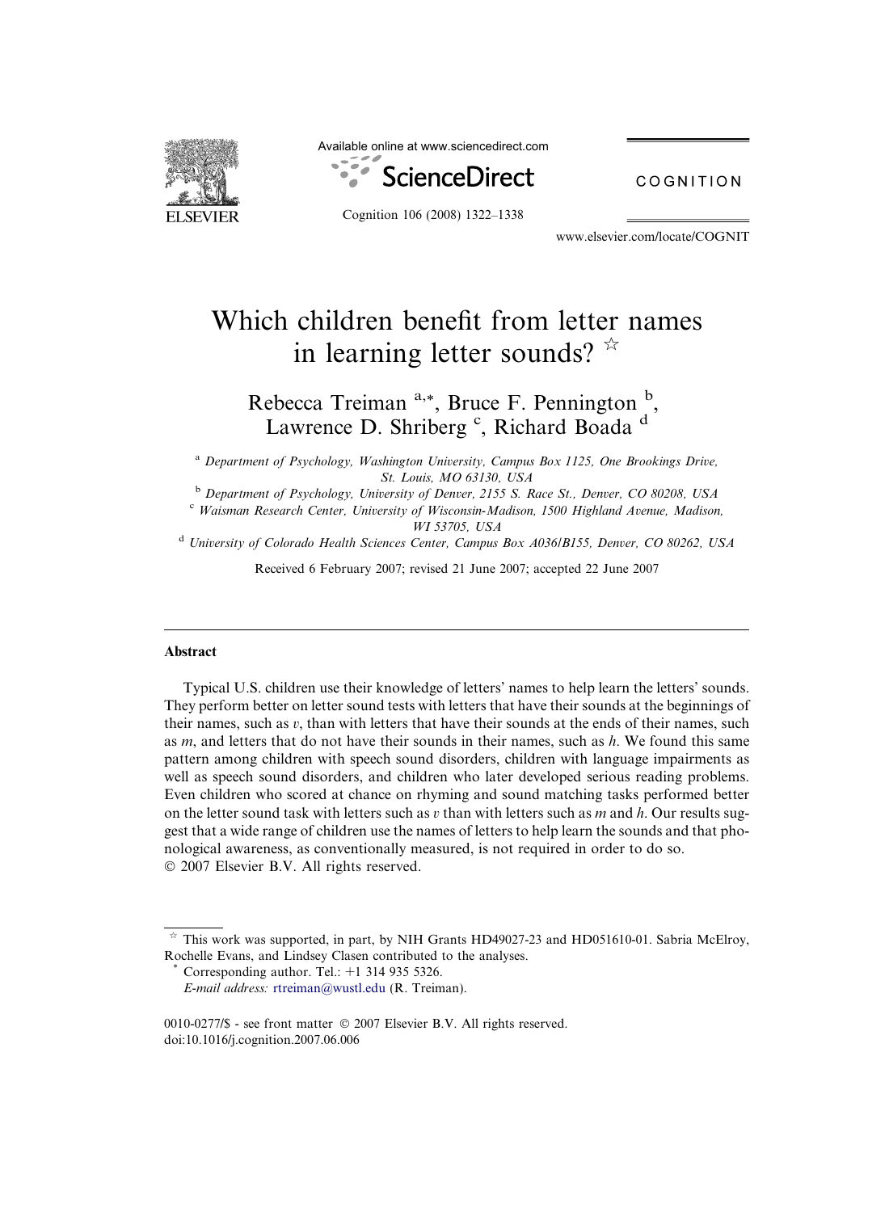# Which children benefit from letter names in learning letter sounds? ☆

Rebecca Treiman [a,*], Bruce F. Pennington [b], Lawrence D. Shriberg [c], Richard Boada [d]

[a] Department of Psychology, Washington University, Campus Box 1125, One Brookings Drive, St. Louis, MO 63130, USA

[b] Department of Psychology, University of Denver, 2155 S. Race St., Denver, CO 80208, USA

[c] Waisman Research Center, University of Wisconsin-Madison, 1500 Highland Avenue, Madison, WI 53705, USA

[d] University of Colorado Health Sciences Center, Campus Box A036/B155, Denver, CO 80262, USA

Received 6 February 2007; revised 21 June 2007; accepted 22 June 2007

## Abstract

Typical U.S. children use their knowledge of letters' names to help learn the letters' sounds. They perform better on letter sound tests with letters that have their sounds at the beginnings of their names, such as *v*, than with letters that have their sounds at the ends of their names, such as *m*, and letters that do not have their sounds in their names, such as *h*. We found this same pattern among children with speech sound disorders, children with language impairments as well as speech sound disorders, and children who later developed serious reading problems. Even children who scored at chance on rhyming and sound matching tasks performed better on the letter sound task with letters such as *v* than with letters such as *m* and *h*. Our results suggest that a wide range of children use the names of letters to help learn the sounds and that phonological awareness, as conventionally measured, is not required in order to do so.

© 2007 Elsevier B.V. All rights reserved.

☆ This work was supported, in part, by NIH Grants HD49027-23 and HD051610-01. Sabria McElroy, Rochelle Evans, and Lindsey Clasen contributed to the analyses.

\* Corresponding author. Tel.: +1 314 935 5326.
*E-mail address:* rtreiman@wustl.edu (R. Treiman).

0010-0277/$ - see front matter © 2007 Elsevier B.V. All rights reserved.
doi:10.1016/j.cognition.2007.06.006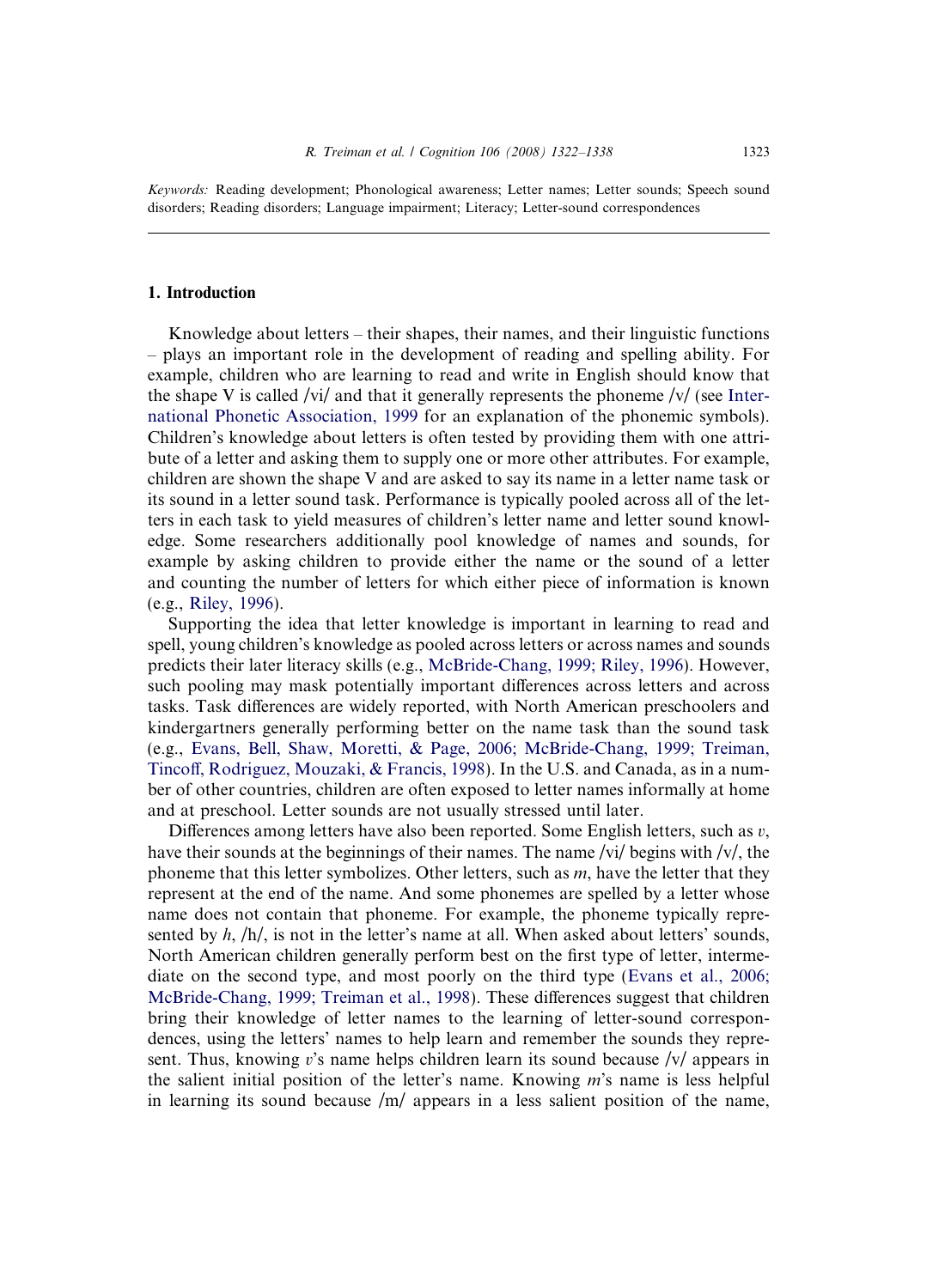*Keywords:* Reading development; Phonological awareness; Letter names; Letter sounds; Speech sound disorders; Reading disorders; Language impairment; Literacy; Letter-sound correspondences

## 1. Introduction

Knowledge about letters – their shapes, their names, and their linguistic functions – plays an important role in the development of reading and spelling ability. For example, children who are learning to read and write in English should know that the shape V is called /vi/ and that it generally represents the phoneme /v/ (see International Phonetic Association, 1999 for an explanation of the phonemic symbols). Children's knowledge about letters is often tested by providing them with one attribute of a letter and asking them to supply one or more other attributes. For example, children are shown the shape V and are asked to say its name in a letter name task or its sound in a letter sound task. Performance is typically pooled across all of the letters in each task to yield measures of children's letter name and letter sound knowledge. Some researchers additionally pool knowledge of names and sounds, for example by asking children to provide either the name or the sound of a letter and counting the number of letters for which either piece of information is known (e.g., Riley, 1996).

Supporting the idea that letter knowledge is important in learning to read and spell, young children's knowledge as pooled across letters or across names and sounds predicts their later literacy skills (e.g., McBride-Chang, 1999; Riley, 1996). However, such pooling may mask potentially important differences across letters and across tasks. Task differences are widely reported, with North American preschoolers and kindergartners generally performing better on the name task than the sound task (e.g., Evans, Bell, Shaw, Moretti, & Page, 2006; McBride-Chang, 1999; Treiman, Tincoff, Rodriguez, Mouzaki, & Francis, 1998). In the U.S. and Canada, as in a number of other countries, children are often exposed to letter names informally at home and at preschool. Letter sounds are not usually stressed until later.

Differences among letters have also been reported. Some English letters, such as *v*, have their sounds at the beginnings of their names. The name /vi/ begins with /v/, the phoneme that this letter symbolizes. Other letters, such as *m*, have the letter that they represent at the end of the name. And some phonemes are spelled by a letter whose name does not contain that phoneme. For example, the phoneme typically represented by *h*, /h/, is not in the letter's name at all. When asked about letters' sounds, North American children generally perform best on the first type of letter, intermediate on the second type, and most poorly on the third type (Evans et al., 2006; McBride-Chang, 1999; Treiman et al., 1998). These differences suggest that children bring their knowledge of letter names to the learning of letter-sound correspondences, using the letters' names to help learn and remember the sounds they represent. Thus, knowing *v*'s name helps children learn its sound because /v/ appears in the salient initial position of the letter's name. Knowing *m*'s name is less helpful in learning its sound because /m/ appears in a less salient position of the name,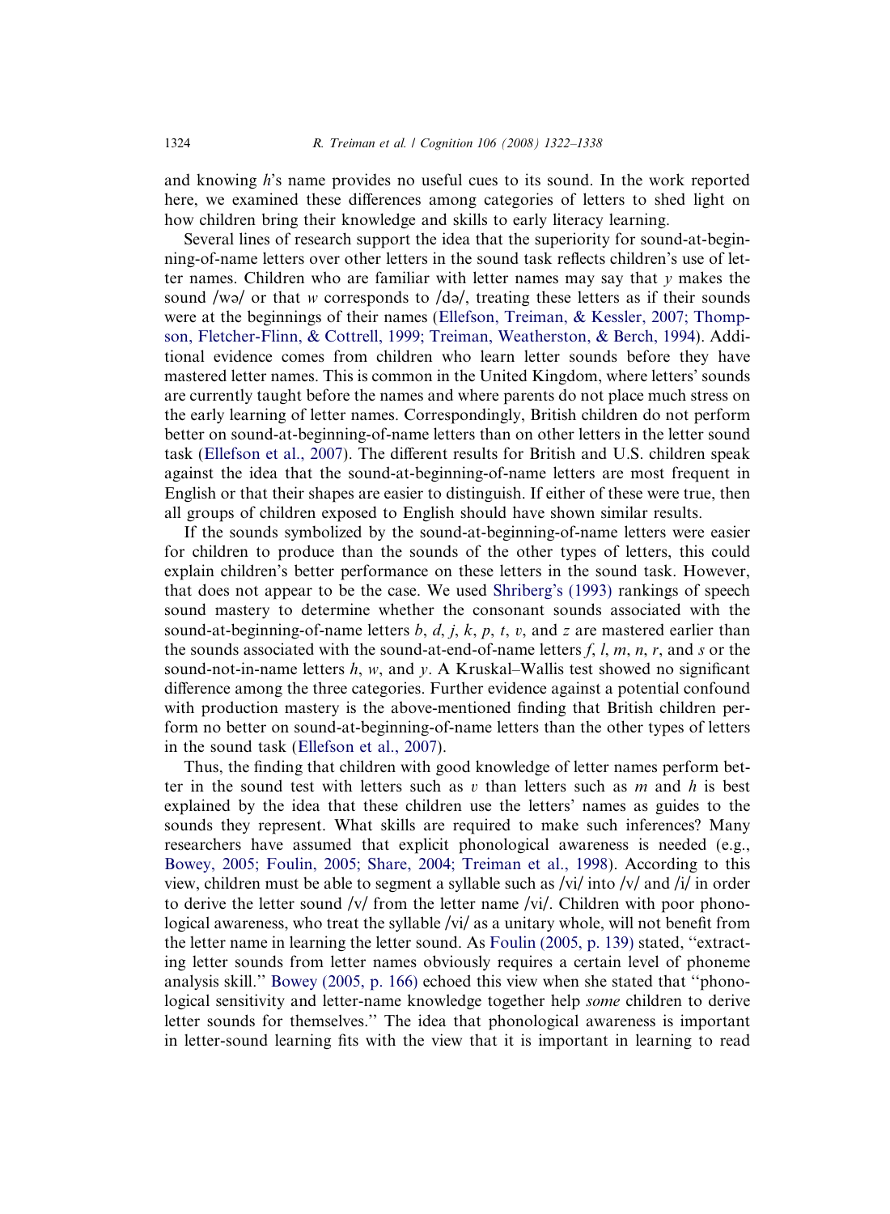and knowing *h*'s name provides no useful cues to its sound. In the work reported here, we examined these differences among categories of letters to shed light on how children bring their knowledge and skills to early literacy learning.

Several lines of research support the idea that the superiority for sound-at-beginning-of-name letters over other letters in the sound task reflects children's use of letter names. Children who are familiar with letter names may say that *y* makes the sound /wə/ or that *w* corresponds to /də/, treating these letters as if their sounds were at the beginnings of their names (Ellefson, Treiman, & Kessler, 2007; Thompson, Fletcher-Flinn, & Cottrell, 1999; Treiman, Weatherston, & Berch, 1994). Additional evidence comes from children who learn letter sounds before they have mastered letter names. This is common in the United Kingdom, where letters' sounds are currently taught before the names and where parents do not place much stress on the early learning of letter names. Correspondingly, British children do not perform better on sound-at-beginning-of-name letters than on other letters in the letter sound task (Ellefson et al., 2007). The different results for British and U.S. children speak against the idea that the sound-at-beginning-of-name letters are most frequent in English or that their shapes are easier to distinguish. If either of these were true, then all groups of children exposed to English should have shown similar results.

If the sounds symbolized by the sound-at-beginning-of-name letters were easier for children to produce than the sounds of the other types of letters, this could explain children's better performance on these letters in the sound task. However, that does not appear to be the case. We used Shriberg's (1993) rankings of speech sound mastery to determine whether the consonant sounds associated with the sound-at-beginning-of-name letters *b*, *d*, *j*, *k*, *p*, *t*, *v*, and *z* are mastered earlier than the sounds associated with the sound-at-end-of-name letters *f*, *l*, *m*, *n*, *r*, and *s* or the sound-not-in-name letters *h*, *w*, and *y*. A Kruskal–Wallis test showed no significant difference among the three categories. Further evidence against a potential confound with production mastery is the above-mentioned finding that British children perform no better on sound-at-beginning-of-name letters than the other types of letters in the sound task (Ellefson et al., 2007).

Thus, the finding that children with good knowledge of letter names perform better in the sound test with letters such as *v* than letters such as *m* and *h* is best explained by the idea that these children use the letters' names as guides to the sounds they represent. What skills are required to make such inferences? Many researchers have assumed that explicit phonological awareness is needed (e.g., Bowey, 2005; Foulin, 2005; Share, 2004; Treiman et al., 1998). According to this view, children must be able to segment a syllable such as /vi/ into /v/ and /i/ in order to derive the letter sound /v/ from the letter name /vi/. Children with poor phonological awareness, who treat the syllable /vi/ as a unitary whole, will not benefit from the letter name in learning the letter sound. As Foulin (2005, p. 139) stated, "extracting letter sounds from letter names obviously requires a certain level of phoneme analysis skill." Bowey (2005, p. 166) echoed this view when she stated that "phonological sensitivity and letter-name knowledge together help *some* children to derive letter sounds for themselves." The idea that phonological awareness is important in letter-sound learning fits with the view that it is important in learning to read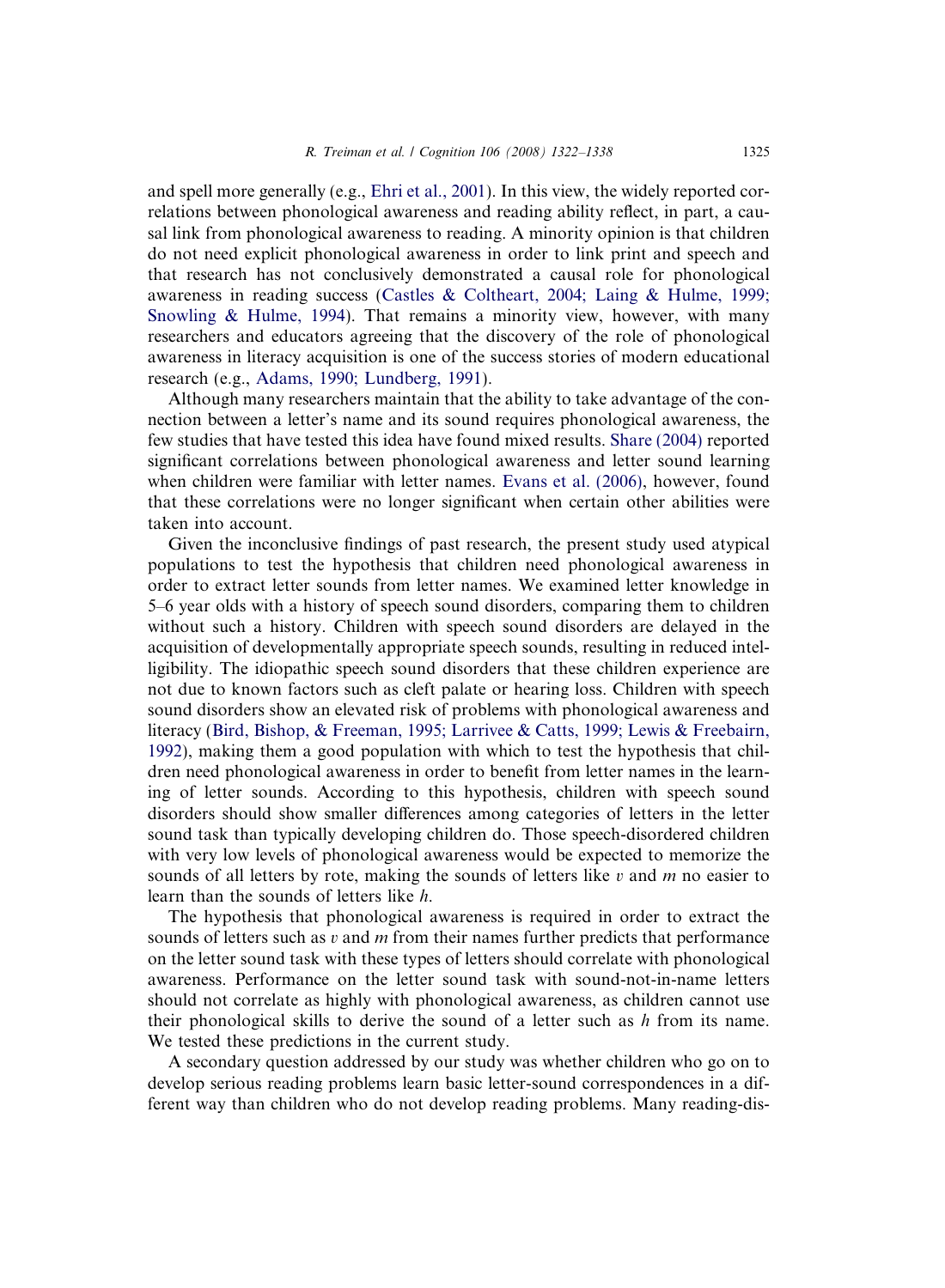and spell more generally (e.g., Ehri et al., 2001). In this view, the widely reported correlations between phonological awareness and reading ability reflect, in part, a causal link from phonological awareness to reading. A minority opinion is that children do not need explicit phonological awareness in order to link print and speech and that research has not conclusively demonstrated a causal role for phonological awareness in reading success (Castles & Coltheart, 2004; Laing & Hulme, 1999; Snowling & Hulme, 1994). That remains a minority view, however, with many researchers and educators agreeing that the discovery of the role of phonological awareness in literacy acquisition is one of the success stories of modern educational research (e.g., Adams, 1990; Lundberg, 1991).

Although many researchers maintain that the ability to take advantage of the connection between a letter's name and its sound requires phonological awareness, the few studies that have tested this idea have found mixed results. Share (2004) reported significant correlations between phonological awareness and letter sound learning when children were familiar with letter names. Evans et al. (2006), however, found that these correlations were no longer significant when certain other abilities were taken into account.

Given the inconclusive findings of past research, the present study used atypical populations to test the hypothesis that children need phonological awareness in order to extract letter sounds from letter names. We examined letter knowledge in 5–6 year olds with a history of speech sound disorders, comparing them to children without such a history. Children with speech sound disorders are delayed in the acquisition of developmentally appropriate speech sounds, resulting in reduced intelligibility. The idiopathic speech sound disorders that these children experience are not due to known factors such as cleft palate or hearing loss. Children with speech sound disorders show an elevated risk of problems with phonological awareness and literacy (Bird, Bishop, & Freeman, 1995; Larrivee & Catts, 1999; Lewis & Freebairn, 1992), making them a good population with which to test the hypothesis that children need phonological awareness in order to benefit from letter names in the learning of letter sounds. According to this hypothesis, children with speech sound disorders should show smaller differences among categories of letters in the letter sound task than typically developing children do. Those speech-disordered children with very low levels of phonological awareness would be expected to memorize the sounds of all letters by rote, making the sounds of letters like *v* and *m* no easier to learn than the sounds of letters like *h*.

The hypothesis that phonological awareness is required in order to extract the sounds of letters such as *v* and *m* from their names further predicts that performance on the letter sound task with these types of letters should correlate with phonological awareness. Performance on the letter sound task with sound-not-in-name letters should not correlate as highly with phonological awareness, as children cannot use their phonological skills to derive the sound of a letter such as *h* from its name. We tested these predictions in the current study.

A secondary question addressed by our study was whether children who go on to develop serious reading problems learn basic letter-sound correspondences in a different way than children who do not develop reading problems. Many reading-dis-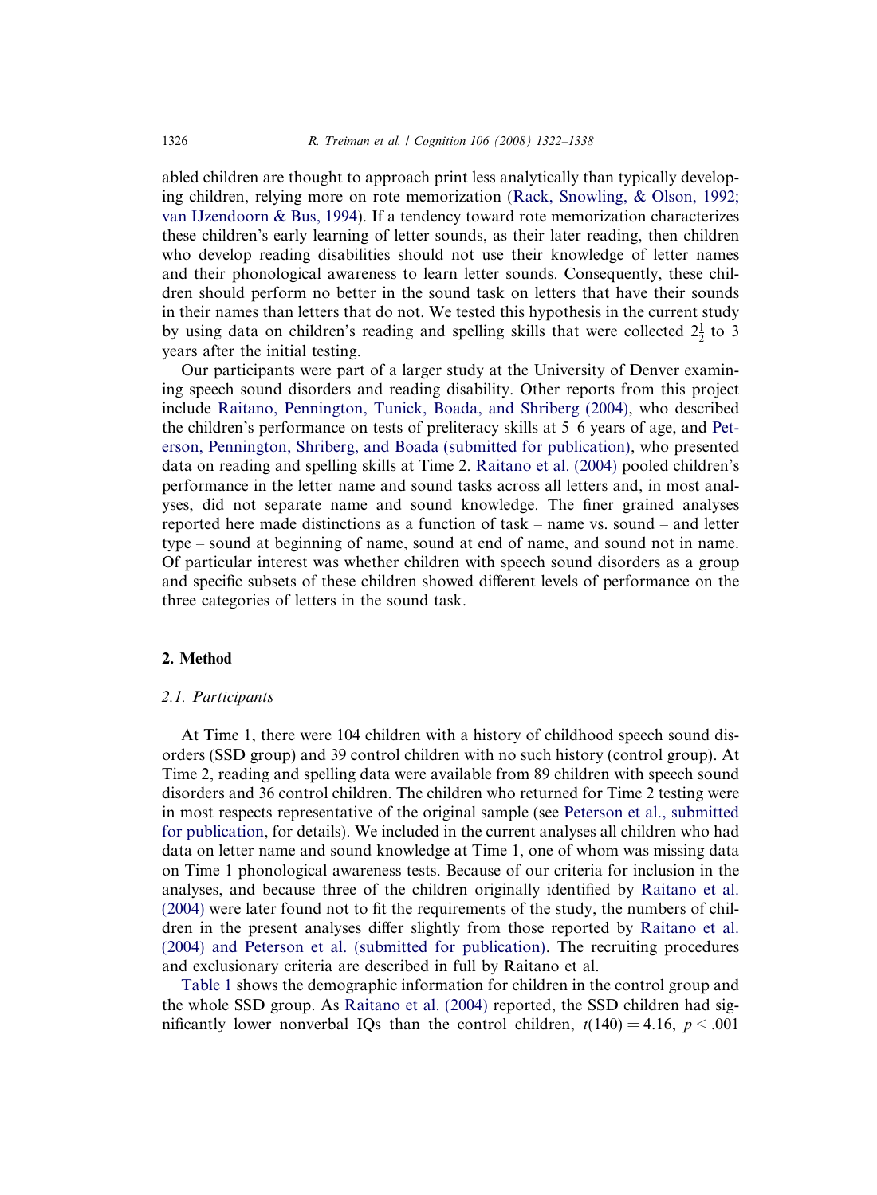abled children are thought to approach print less analytically than typically developing children, relying more on rote memorization (Rack, Snowling, & Olson, 1992; van IJzendoorn & Bus, 1994). If a tendency toward rote memorization characterizes these children's early learning of letter sounds, as their later reading, then children who develop reading disabilities should not use their knowledge of letter names and their phonological awareness to learn letter sounds. Consequently, these children should perform no better in the sound task on letters that have their sounds in their names than letters that do not. We tested this hypothesis in the current study by using data on children's reading and spelling skills that were collected $2\frac{1}{2}$ to 3 years after the initial testing.

Our participants were part of a larger study at the University of Denver examining speech sound disorders and reading disability. Other reports from this project include Raitano, Pennington, Tunick, Boada, and Shriberg (2004), who described the children's performance on tests of preliteracy skills at 5–6 years of age, and Peterson, Pennington, Shriberg, and Boada (submitted for publication), who presented data on reading and spelling skills at Time 2. Raitano et al. (2004) pooled children's performance in the letter name and sound tasks across all letters and, in most analyses, did not separate name and sound knowledge. The finer grained analyses reported here made distinctions as a function of task – name vs. sound – and letter type – sound at beginning of name, sound at end of name, and sound not in name. Of particular interest was whether children with speech sound disorders as a group and specific subsets of these children showed different levels of performance on the three categories of letters in the sound task.

## 2. Method

### 2.1. Participants

At Time 1, there were 104 children with a history of childhood speech sound disorders (SSD group) and 39 control children with no such history (control group). At Time 2, reading and spelling data were available from 89 children with speech sound disorders and 36 control children. The children who returned for Time 2 testing were in most respects representative of the original sample (see Peterson et al., submitted for publication, for details). We included in the current analyses all children who had data on letter name and sound knowledge at Time 1, one of whom was missing data on Time 1 phonological awareness tests. Because of our criteria for inclusion in the analyses, and because three of the children originally identified by Raitano et al. (2004) were later found not to fit the requirements of the study, the numbers of children in the present analyses differ slightly from those reported by Raitano et al. (2004) and Peterson et al. (submitted for publication). The recruiting procedures and exclusionary criteria are described in full by Raitano et al.

Table 1 shows the demographic information for children in the control group and the whole SSD group. As Raitano et al. (2004) reported, the SSD children had significantly lower nonverbal IQs than the control children, $t(140) = 4.16$, $p < .001$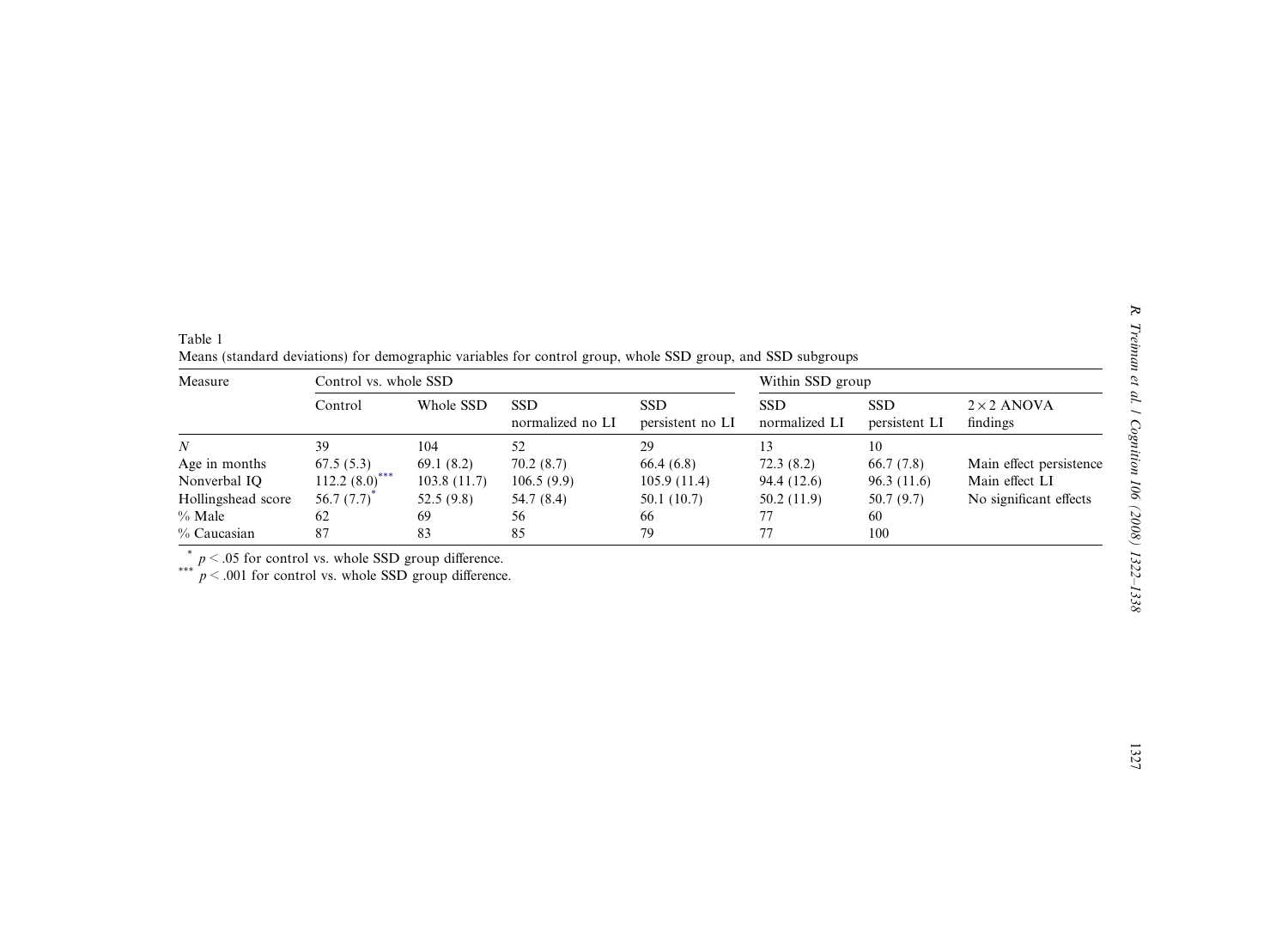Table 1

Means (standard deviations) for demographic variables for control group, whole SSD group, and SSD subgroups

| Measure | Control vs. whole SSD | | | | Within SSD group | | |
|---|---|---|---|---|---|---|---|
| | Control | Whole SSD | SSD normalized no LI | SSD persistent no LI | SSD normalized LI | SSD persistent LI | 2 × 2 ANOVA findings |
| *N* | 39 | 104 | 52 | 29 | 13 | 10 | |
| Age in months | 67.5 (5.3) | 69.1 (8.2) | 70.2 (8.7) | 66.4 (6.8) | 72.3 (8.2) | 66.7 (7.8) | Main effect persistence |
| Nonverbal IQ | 112.2 (8.0)*** | 103.8 (11.7) | 106.5 (9.9) | 105.9 (11.4) | 94.4 (12.6) | 96.3 (11.6) | Main effect LI |
| Hollingshead score | 56.7 (7.7)* | 52.5 (9.8) | 54.7 (8.4) | 50.1 (10.7) | 50.2 (11.9) | 50.7 (9.7) | No significant effects |
| % Male | 62 | 69 | 56 | 66 | 77 | 60 | |
| % Caucasian | 87 | 83 | 85 | 79 | 77 | 100 | |

* $p < .05$ for control vs. whole SSD group difference.

*** $p < .001$ for control vs. whole SSD group difference.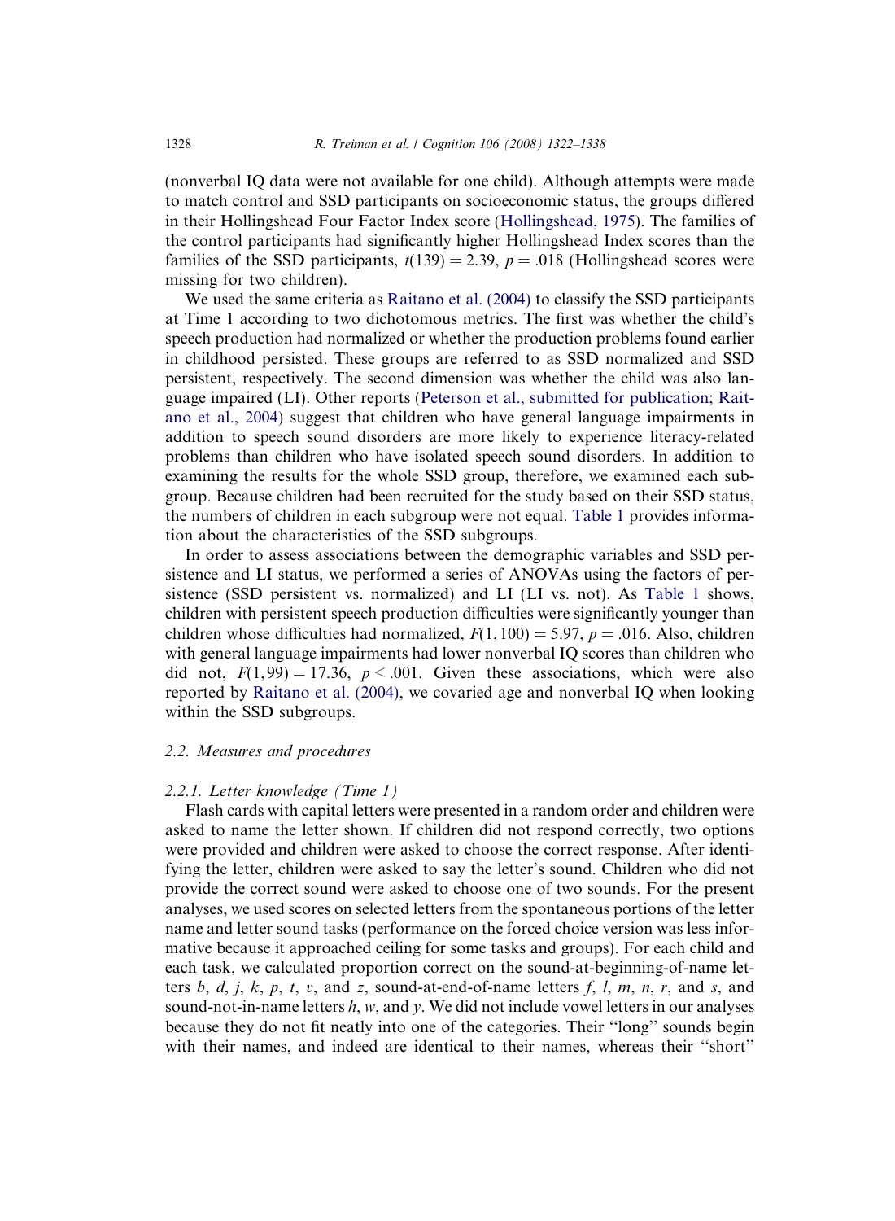(nonverbal IQ data were not available for one child). Although attempts were made to match control and SSD participants on socioeconomic status, the groups differed in their Hollingshead Four Factor Index score (Hollingshead, 1975). The families of the control participants had significantly higher Hollingshead Index scores than the families of the SSD participants, $t(139) = 2.39$, $p = .018$ (Hollingshead scores were missing for two children).

We used the same criteria as Raitano et al. (2004) to classify the SSD participants at Time 1 according to two dichotomous metrics. The first was whether the child's speech production had normalized or whether the production problems found earlier in childhood persisted. These groups are referred to as SSD normalized and SSD persistent, respectively. The second dimension was whether the child was also language impaired (LI). Other reports (Peterson et al., submitted for publication; Raitano et al., 2004) suggest that children who have general language impairments in addition to speech sound disorders are more likely to experience literacy-related problems than children who have isolated speech sound disorders. In addition to examining the results for the whole SSD group, therefore, we examined each subgroup. Because children had been recruited for the study based on their SSD status, the numbers of children in each subgroup were not equal. Table 1 provides information about the characteristics of the SSD subgroups.

In order to assess associations between the demographic variables and SSD persistence and LI status, we performed a series of ANOVAs using the factors of persistence (SSD persistent vs. normalized) and LI (LI vs. not). As Table 1 shows, children with persistent speech production difficulties were significantly younger than children whose difficulties had normalized, $F(1, 100) = 5.97$, $p = .016$. Also, children with general language impairments had lower nonverbal IQ scores than children who did not, $F(1, 99) = 17.36$, $p < .001$. Given these associations, which were also reported by Raitano et al. (2004), we covaried age and nonverbal IQ when looking within the SSD subgroups.

### 2.2. Measures and procedures

#### 2.2.1. Letter knowledge (Time 1)

Flash cards with capital letters were presented in a random order and children were asked to name the letter shown. If children did not respond correctly, two options were provided and children were asked to choose the correct response. After identifying the letter, children were asked to say the letter's sound. Children who did not provide the correct sound were asked to choose one of two sounds. For the present analyses, we used scores on selected letters from the spontaneous portions of the letter name and letter sound tasks (performance on the forced choice version was less informative because it approached ceiling for some tasks and groups). For each child and each task, we calculated proportion correct on the sound-at-beginning-of-name letters *b*, *d*, *j*, *k*, *p*, *t*, *v*, and *z*, sound-at-end-of-name letters *f*, *l*, *m*, *n*, *r*, and *s*, and sound-not-in-name letters *h*, *w*, and *y*. We did not include vowel letters in our analyses because they do not fit neatly into one of the categories. Their ''long'' sounds begin with their names, and indeed are identical to their names, whereas their ''short''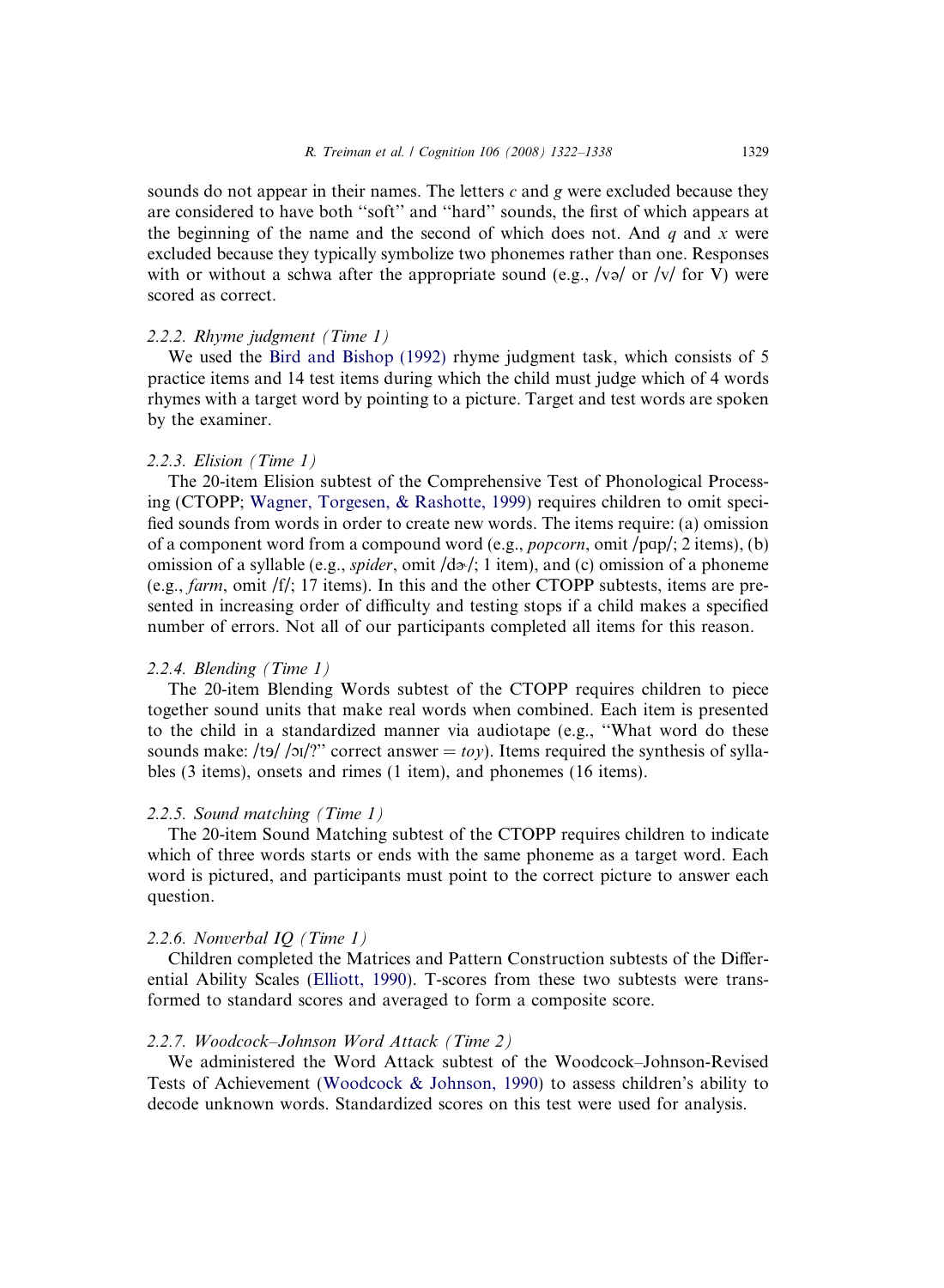sounds do not appear in their names. The letters *c* and *g* were excluded because they are considered to have both ''soft'' and ''hard'' sounds, the first of which appears at the beginning of the name and the second of which does not. And *q* and *x* were excluded because they typically symbolize two phonemes rather than one. Responses with or without a schwa after the appropriate sound (e.g., /və/ or /v/ for V) were scored as correct.

### *2.2.2. Rhyme judgment (Time 1)*

We used the Bird and Bishop (1992) rhyme judgment task, which consists of 5 practice items and 14 test items during which the child must judge which of 4 words rhymes with a target word by pointing to a picture. Target and test words are spoken by the examiner.

### *2.2.3. Elision (Time 1)*

The 20-item Elision subtest of the Comprehensive Test of Phonological Processing (CTOPP; Wagner, Torgesen, & Rashotte, 1999) requires children to omit specified sounds from words in order to create new words. The items require: (a) omission of a component word from a compound word (e.g., *popcorn*, omit /pɑp/; 2 items), (b) omission of a syllable (e.g., *spider*, omit /dɚ/; 1 item), and (c) omission of a phoneme (e.g., *farm*, omit /f/; 17 items). In this and the other CTOPP subtests, items are presented in increasing order of difficulty and testing stops if a child makes a specified number of errors. Not all of our participants completed all items for this reason.

### *2.2.4. Blending (Time 1)*

The 20-item Blending Words subtest of the CTOPP requires children to piece together sound units that make real words when combined. Each item is presented to the child in a standardized manner via audiotape (e.g., ''What word do these sounds make: /tɘ/ /ɔɪ/?'' correct answer = *toy*). Items required the synthesis of syllables (3 items), onsets and rimes (1 item), and phonemes (16 items).

### *2.2.5. Sound matching (Time 1)*

The 20-item Sound Matching subtest of the CTOPP requires children to indicate which of three words starts or ends with the same phoneme as a target word. Each word is pictured, and participants must point to the correct picture to answer each question.

### *2.2.6. Nonverbal IQ (Time 1)*

Children completed the Matrices and Pattern Construction subtests of the Differential Ability Scales (Elliott, 1990). T-scores from these two subtests were transformed to standard scores and averaged to form a composite score.

### *2.2.7. Woodcock–Johnson Word Attack (Time 2)*

We administered the Word Attack subtest of the Woodcock–Johnson-Revised Tests of Achievement (Woodcock & Johnson, 1990) to assess children's ability to decode unknown words. Standardized scores on this test were used for analysis.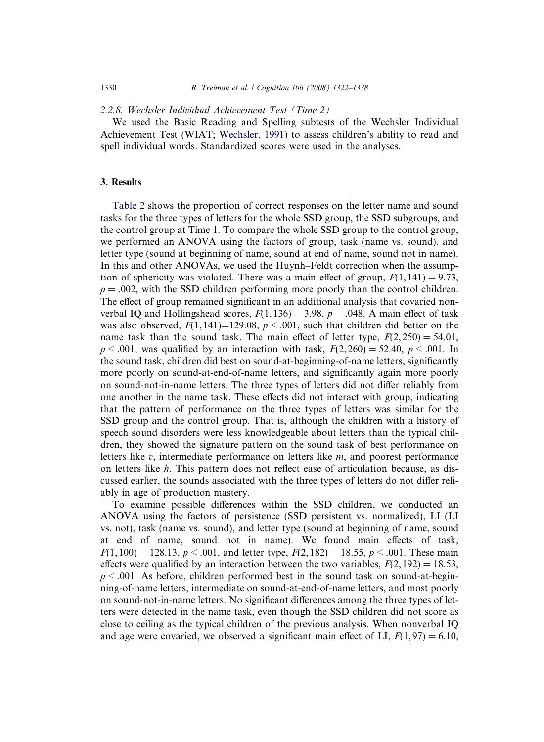### 2.2.8. Wechsler Individual Achievement Test (Time 2)

We used the Basic Reading and Spelling subtests of the Wechsler Individual Achievement Test (WIAT; Wechsler, 1991) to assess children's ability to read and spell individual words. Standardized scores were used in the analyses.

## 3. Results

Table 2 shows the proportion of correct responses on the letter name and sound tasks for the three types of letters for the whole SSD group, the SSD subgroups, and the control group at Time 1. To compare the whole SSD group to the control group, we performed an ANOVA using the factors of group, task (name vs. sound), and letter type (sound at beginning of name, sound at end of name, sound not in name). In this and other ANOVAs, we used the Huynh–Feldt correction when the assumption of sphericity was violated. There was a main effect of group, $F(1, 141) = 9.73$, $p = .002$, with the SSD children performing more poorly than the control children. The effect of group remained significant in an additional analysis that covaried nonverbal IQ and Hollingshead scores, $F(1, 136) = 3.98$, $p = .048$. A main effect of task was also observed, $F(1, 141) = 129.08$, $p < .001$, such that children did better on the name task than the sound task. The main effect of letter type, $F(2, 250) = 54.01$, $p < .001$, was qualified by an interaction with task, $F(2, 260) = 52.40$, $p < .001$. In the sound task, children did best on sound-at-beginning-of-name letters, significantly more poorly on sound-at-end-of-name letters, and significantly again more poorly on sound-not-in-name letters. The three types of letters did not differ reliably from one another in the name task. These effects did not interact with group, indicating that the pattern of performance on the three types of letters was similar for the SSD group and the control group. That is, although the children with a history of speech sound disorders were less knowledgeable about letters than the typical children, they showed the signature pattern on the sound task of best performance on letters like *v*, intermediate performance on letters like *m*, and poorest performance on letters like *h*. This pattern does not reflect ease of articulation because, as discussed earlier, the sounds associated with the three types of letters do not differ reliably in age of production mastery.

To examine possible differences within the SSD children, we conducted an ANOVA using the factors of persistence (SSD persistent vs. normalized), LI (LI vs. not), task (name vs. sound), and letter type (sound at beginning of name, sound at end of name, sound not in name). We found main effects of task, $F(1, 100) = 128.13$, $p < .001$, and letter type, $F(2, 182) = 18.55$, $p < .001$. These main effects were qualified by an interaction between the two variables, $F(2, 192) = 18.53$, $p < .001$. As before, children performed best in the sound task on sound-at-beginning-of-name letters, intermediate on sound-at-end-of-name letters, and most poorly on sound-not-in-name letters. No significant differences among the three types of letters were detected in the name task, even though the SSD children did not score as close to ceiling as the typical children of the previous analysis. When nonverbal IQ and age were covaried, we observed a significant main effect of LI, $F(1, 97) = 6.10$,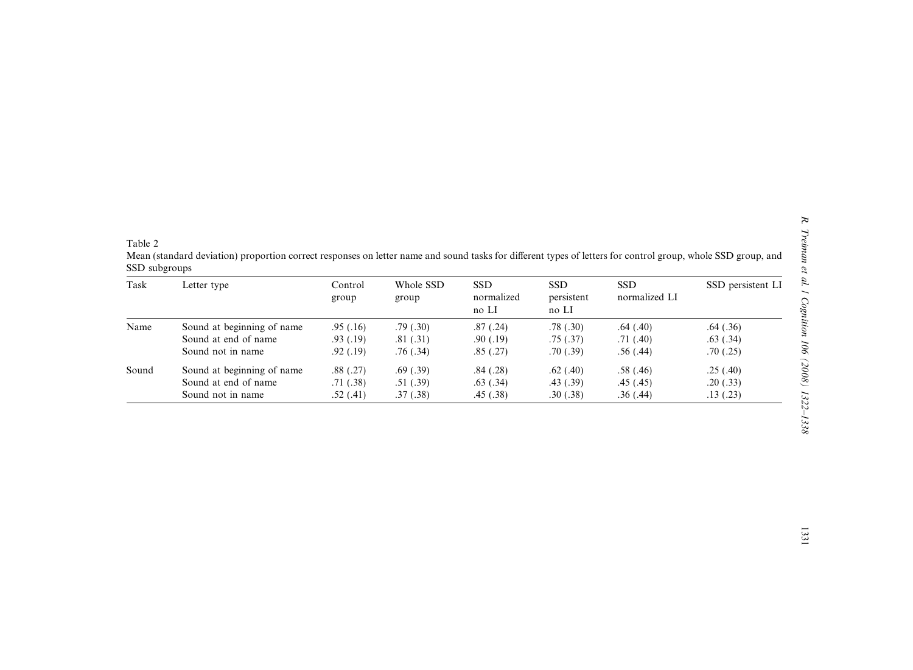Table 2

Mean (standard deviation) proportion correct responses on letter name and sound tasks for different types of letters for control group, whole SSD group, and SSD subgroups

| Task | Letter type | Control group | Whole SSD group | SSD normalized no LI | SSD persistent no LI | SSD normalized LI | SSD persistent LI |
|---|---|---|---|---|---|---|---|
| Name | Sound at beginning of name | .95 (.16) | .79 (.30) | .87 (.24) | .78 (.30) | .64 (.40) | .64 (.36) |
| | Sound at end of name | .93 (.19) | .81 (.31) | .90 (.19) | .75 (.37) | .71 (.40) | .63 (.34) |
| | Sound not in name | .92 (.19) | .76 (.34) | .85 (.27) | .70 (.39) | .56 (.44) | .70 (.25) |
| Sound | Sound at beginning of name | .88 (.27) | .69 (.39) | .84 (.28) | .62 (.40) | .58 (.46) | .25 (.40) |
| | Sound at end of name | .71 (.38) | .51 (.39) | .63 (.34) | .43 (.39) | .45 (.45) | .20 (.33) |
| | Sound not in name | .52 (.41) | .37 (.38) | .45 (.38) | .30 (.38) | .36 (.44) | .13 (.23) |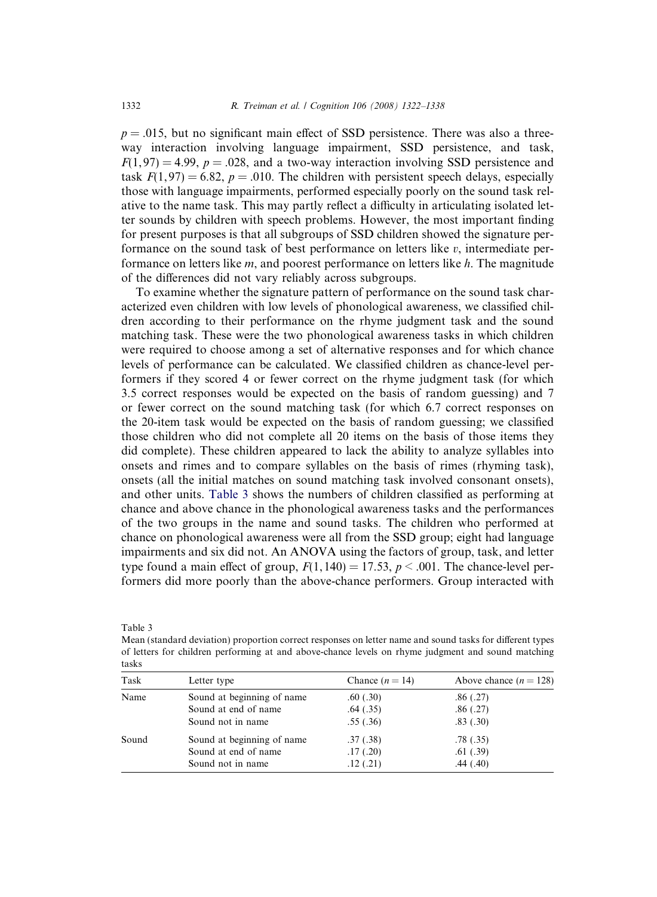$p = .015$, but no significant main effect of SSD persistence. There was also a three-way interaction involving language impairment, SSD persistence, and task, $F(1, 97) = 4.99$, $p = .028$, and a two-way interaction involving SSD persistence and task $F(1, 97) = 6.82$, $p = .010$. The children with persistent speech delays, especially those with language impairments, performed especially poorly on the sound task relative to the name task. This may partly reflect a difficulty in articulating isolated letter sounds by children with speech problems. However, the most important finding for present purposes is that all subgroups of SSD children showed the signature performance on the sound task of best performance on letters like *v*, intermediate performance on letters like *m*, and poorest performance on letters like *h*. The magnitude of the differences did not vary reliably across subgroups.

To examine whether the signature pattern of performance on the sound task characterized even children with low levels of phonological awareness, we classified children according to their performance on the rhyme judgment task and the sound matching task. These were the two phonological awareness tasks in which children were required to choose among a set of alternative responses and for which chance levels of performance can be calculated. We classified children as chance-level performers if they scored 4 or fewer correct on the rhyme judgment task (for which 3.5 correct responses would be expected on the basis of random guessing) and 7 or fewer correct on the sound matching task (for which 6.7 correct responses on the 20-item task would be expected on the basis of random guessing; we classified those children who did not complete all 20 items on the basis of those items they did complete). These children appeared to lack the ability to analyze syllables into onsets and rimes and to compare syllables on the basis of rimes (rhyming task), onsets (all the initial matches on sound matching task involved consonant onsets), and other units. Table 3 shows the numbers of children classified as performing at chance and above chance in the phonological awareness tasks and the performances of the two groups in the name and sound tasks. The children who performed at chance on phonological awareness were all from the SSD group; eight had language impairments and six did not. An ANOVA using the factors of group, task, and letter type found a main effect of group, $F(1, 140) = 17.53$, $p < .001$. The chance-level performers did more poorly than the above-chance performers. Group interacted with

Table 3
Mean (standard deviation) proportion correct responses on letter name and sound tasks for different types of letters for children performing at and above-chance levels on rhyme judgment and sound matching tasks

| Task | Letter type | Chance ($n = 14$) | Above chance ($n = 128$) |
|---|---|---|---|
| Name | Sound at beginning of name | .60 (.30) | .86 (.27) |
| | Sound at end of name | .64 (.35) | .86 (.27) |
| | Sound not in name | .55 (.36) | .83 (.30) |
| Sound | Sound at beginning of name | .37 (.38) | .78 (.35) |
| | Sound at end of name | .17 (.20) | .61 (.39) |
| | Sound not in name | .12 (.21) | .44 (.40) |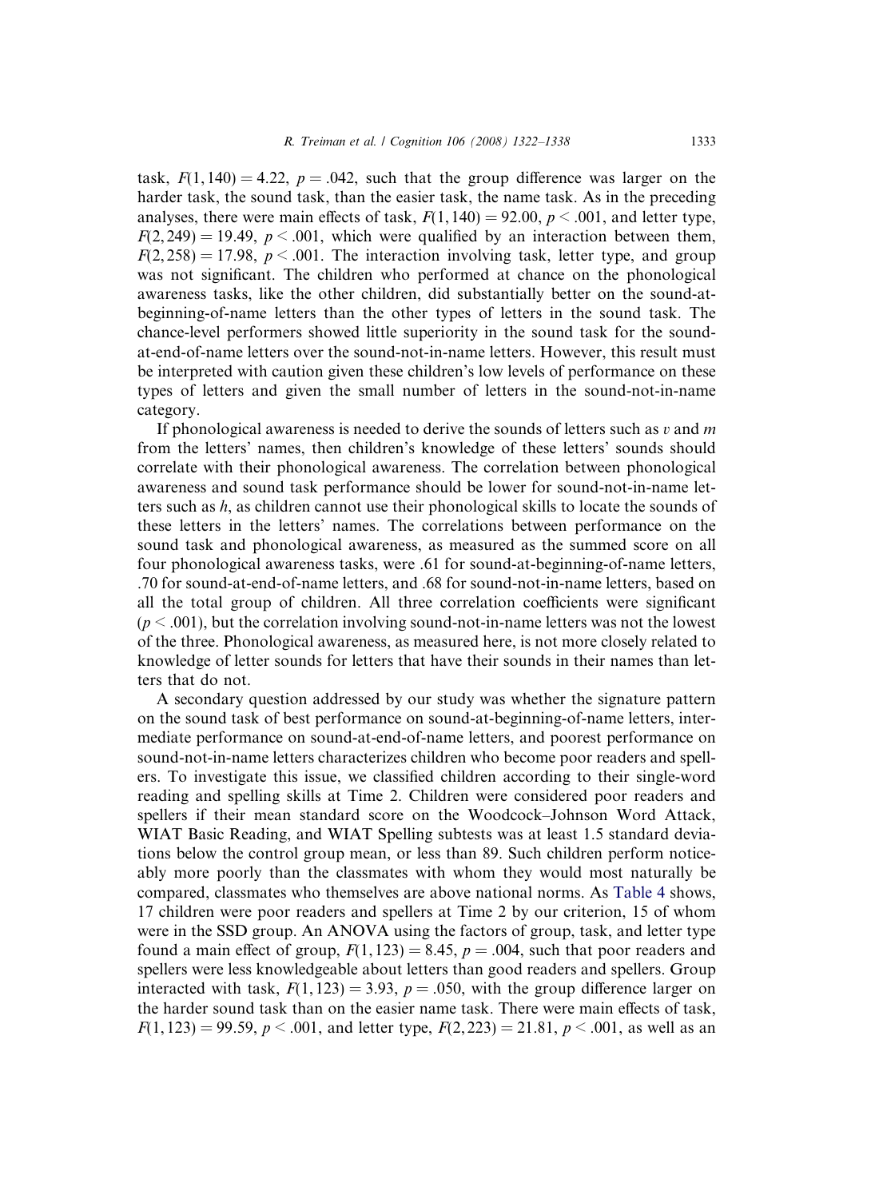task, $F(1, 140) = 4.22$, $p = .042$, such that the group difference was larger on the harder task, the sound task, than the easier task, the name task. As in the preceding analyses, there were main effects of task, $F(1, 140) = 92.00$, $p < .001$, and letter type, $F(2, 249) = 19.49$, $p < .001$, which were qualified by an interaction between them, $F(2, 258) = 17.98$, $p < .001$. The interaction involving task, letter type, and group was not significant. The children who performed at chance on the phonological awareness tasks, like the other children, did substantially better on the sound-at-beginning-of-name letters than the other types of letters in the sound task. The chance-level performers showed little superiority in the sound task for the sound-at-end-of-name letters over the sound-not-in-name letters. However, this result must be interpreted with caution given these children's low levels of performance on these types of letters and given the small number of letters in the sound-not-in-name category.

If phonological awareness is needed to derive the sounds of letters such as *v* and *m* from the letters' names, then children's knowledge of these letters' sounds should correlate with their phonological awareness. The correlation between phonological awareness and sound task performance should be lower for sound-not-in-name letters such as *h*, as children cannot use their phonological skills to locate the sounds of these letters in the letters' names. The correlations between performance on the sound task and phonological awareness, as measured as the summed score on all four phonological awareness tasks, were .61 for sound-at-beginning-of-name letters, .70 for sound-at-end-of-name letters, and .68 for sound-not-in-name letters, based on all the total group of children. All three correlation coefficients were significant ($p < .001$), but the correlation involving sound-not-in-name letters was not the lowest of the three. Phonological awareness, as measured here, is not more closely related to knowledge of letter sounds for letters that have their sounds in their names than letters that do not.

A secondary question addressed by our study was whether the signature pattern on the sound task of best performance on sound-at-beginning-of-name letters, intermediate performance on sound-at-end-of-name letters, and poorest performance on sound-not-in-name letters characterizes children who become poor readers and spellers. To investigate this issue, we classified children according to their single-word reading and spelling skills at Time 2. Children were considered poor readers and spellers if their mean standard score on the Woodcock–Johnson Word Attack, WIAT Basic Reading, and WIAT Spelling subtests was at least 1.5 standard deviations below the control group mean, or less than 89. Such children perform noticeably more poorly than the classmates with whom they would most naturally be compared, classmates who themselves are above national norms. As Table 4 shows, 17 children were poor readers and spellers at Time 2 by our criterion, 15 of whom were in the SSD group. An ANOVA using the factors of group, task, and letter type found a main effect of group, $F(1, 123) = 8.45$, $p = .004$, such that poor readers and spellers were less knowledgeable about letters than good readers and spellers. Group interacted with task, $F(1, 123) = 3.93$, $p = .050$, with the group difference larger on the harder sound task than on the easier name task. There were main effects of task, $F(1, 123) = 99.59$, $p < .001$, and letter type, $F(2, 223) = 21.81$, $p < .001$, as well as an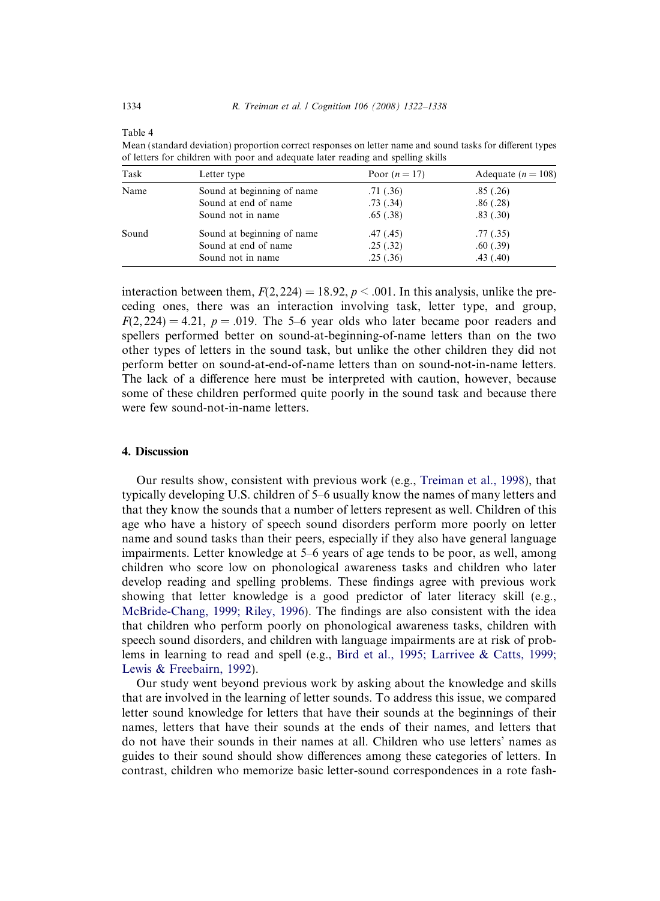Table 4

Mean (standard deviation) proportion correct responses on letter name and sound tasks for different types of letters for children with poor and adequate later reading and spelling skills

| Task | Letter type | Poor ($n = 17$) | Adequate ($n = 108$) |
|---|---|---|---|
| Name | Sound at beginning of name | .71 (.36) | .85 (.26) |
| | Sound at end of name | .73 (.34) | .86 (.28) |
| | Sound not in name | .65 (.38) | .83 (.30) |
| Sound | Sound at beginning of name | .47 (.45) | .77 (.35) |
| | Sound at end of name | .25 (.32) | .60 (.39) |
| | Sound not in name | .25 (.36) | .43 (.40) |

interaction between them, $F(2, 224) = 18.92$, $p < .001$. In this analysis, unlike the preceding ones, there was an interaction involving task, letter type, and group, $F(2, 224) = 4.21$, $p = .019$. The 5–6 year olds who later became poor readers and spellers performed better on sound-at-beginning-of-name letters than on the two other types of letters in the sound task, but unlike the other children they did not perform better on sound-at-end-of-name letters than on sound-not-in-name letters. The lack of a difference here must be interpreted with caution, however, because some of these children performed quite poorly in the sound task and because there were few sound-not-in-name letters.

## 4. Discussion

Our results show, consistent with previous work (e.g., Treiman et al., 1998), that typically developing U.S. children of 5–6 usually know the names of many letters and that they know the sounds that a number of letters represent as well. Children of this age who have a history of speech sound disorders perform more poorly on letter name and sound tasks than their peers, especially if they also have general language impairments. Letter knowledge at 5–6 years of age tends to be poor, as well, among children who score low on phonological awareness tasks and children who later develop reading and spelling problems. These findings agree with previous work showing that letter knowledge is a good predictor of later literacy skill (e.g., McBride-Chang, 1999; Riley, 1996). The findings are also consistent with the idea that children who perform poorly on phonological awareness tasks, children with speech sound disorders, and children with language impairments are at risk of problems in learning to read and spell (e.g., Bird et al., 1995; Larrivee & Catts, 1999; Lewis & Freebairn, 1992).

Our study went beyond previous work by asking about the knowledge and skills that are involved in the learning of letter sounds. To address this issue, we compared letter sound knowledge for letters that have their sounds at the beginnings of their names, letters that have their sounds at the ends of their names, and letters that do not have their sounds in their names at all. Children who use letters' names as guides to their sound should show differences among these categories of letters. In contrast, children who memorize basic letter-sound correspondences in a rote fash-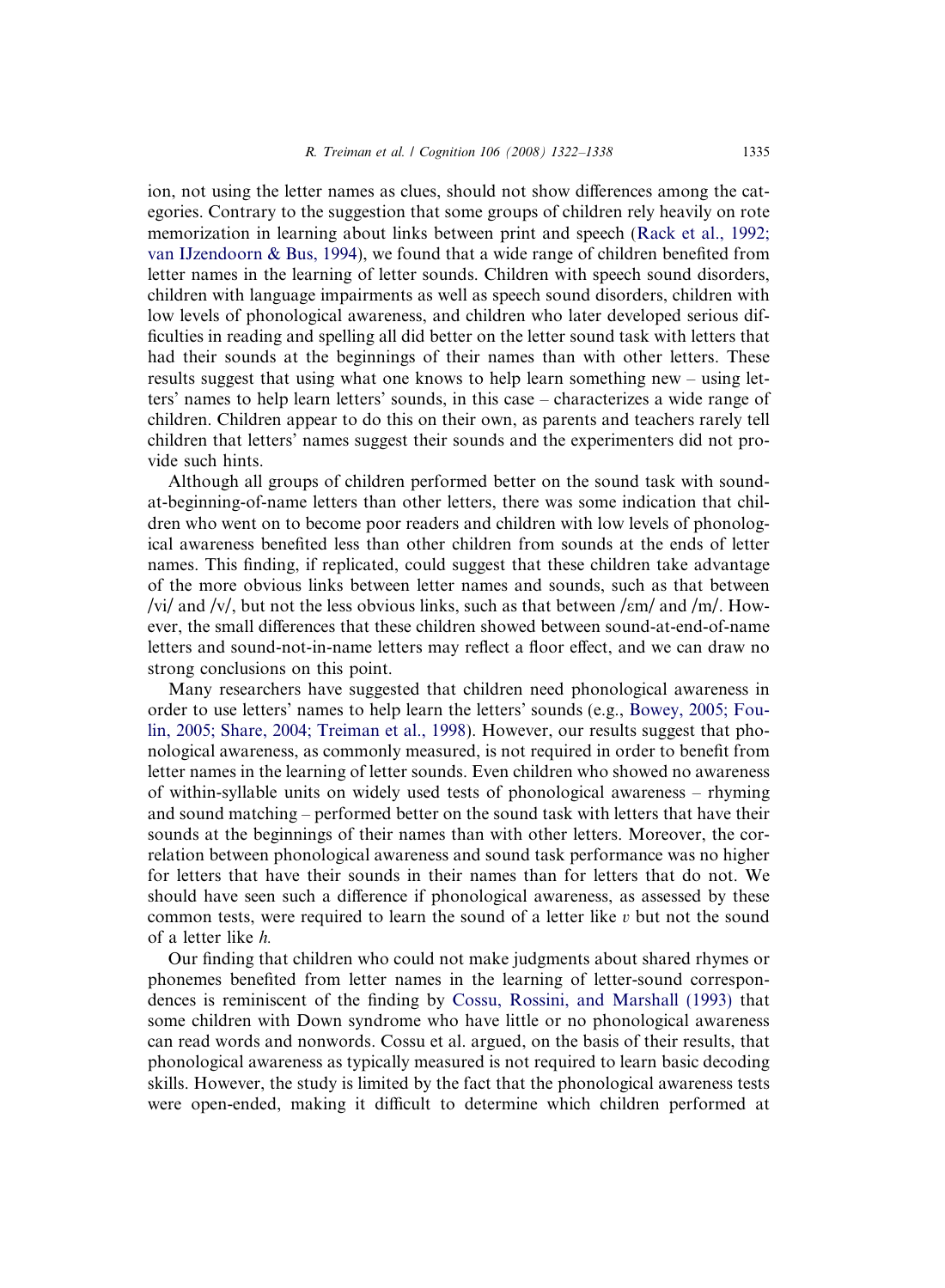ion, not using the letter names as clues, should not show differences among the categories. Contrary to the suggestion that some groups of children rely heavily on rote memorization in learning about links between print and speech (Rack et al., 1992; van IJzendoorn & Bus, 1994), we found that a wide range of children benefited from letter names in the learning of letter sounds. Children with speech sound disorders, children with language impairments as well as speech sound disorders, children with low levels of phonological awareness, and children who later developed serious difficulties in reading and spelling all did better on the letter sound task with letters that had their sounds at the beginnings of their names than with other letters. These results suggest that using what one knows to help learn something new – using letters' names to help learn letters' sounds, in this case – characterizes a wide range of children. Children appear to do this on their own, as parents and teachers rarely tell children that letters' names suggest their sounds and the experimenters did not provide such hints.

Although all groups of children performed better on the sound task with sound-at-beginning-of-name letters than other letters, there was some indication that children who went on to become poor readers and children with low levels of phonological awareness benefited less than other children from sounds at the ends of letter names. This finding, if replicated, could suggest that these children take advantage of the more obvious links between letter names and sounds, such as that between /vi/ and /v/, but not the less obvious links, such as that between /ɛm/ and /m/. However, the small differences that these children showed between sound-at-end-of-name letters and sound-not-in-name letters may reflect a floor effect, and we can draw no strong conclusions on this point.

Many researchers have suggested that children need phonological awareness in order to use letters' names to help learn the letters' sounds (e.g., Bowey, 2005; Foulin, 2005; Share, 2004; Treiman et al., 1998). However, our results suggest that phonological awareness, as commonly measured, is not required in order to benefit from letter names in the learning of letter sounds. Even children who showed no awareness of within-syllable units on widely used tests of phonological awareness – rhyming and sound matching – performed better on the sound task with letters that have their sounds at the beginnings of their names than with other letters. Moreover, the correlation between phonological awareness and sound task performance was no higher for letters that have their sounds in their names than for letters that do not. We should have seen such a difference if phonological awareness, as assessed by these common tests, were required to learn the sound of a letter like *v* but not the sound of a letter like *h*.

Our finding that children who could not make judgments about shared rhymes or phonemes benefited from letter names in the learning of letter-sound correspondences is reminiscent of the finding by Cossu, Rossini, and Marshall (1993) that some children with Down syndrome who have little or no phonological awareness can read words and nonwords. Cossu et al. argued, on the basis of their results, that phonological awareness as typically measured is not required to learn basic decoding skills. However, the study is limited by the fact that the phonological awareness tests were open-ended, making it difficult to determine which children performed at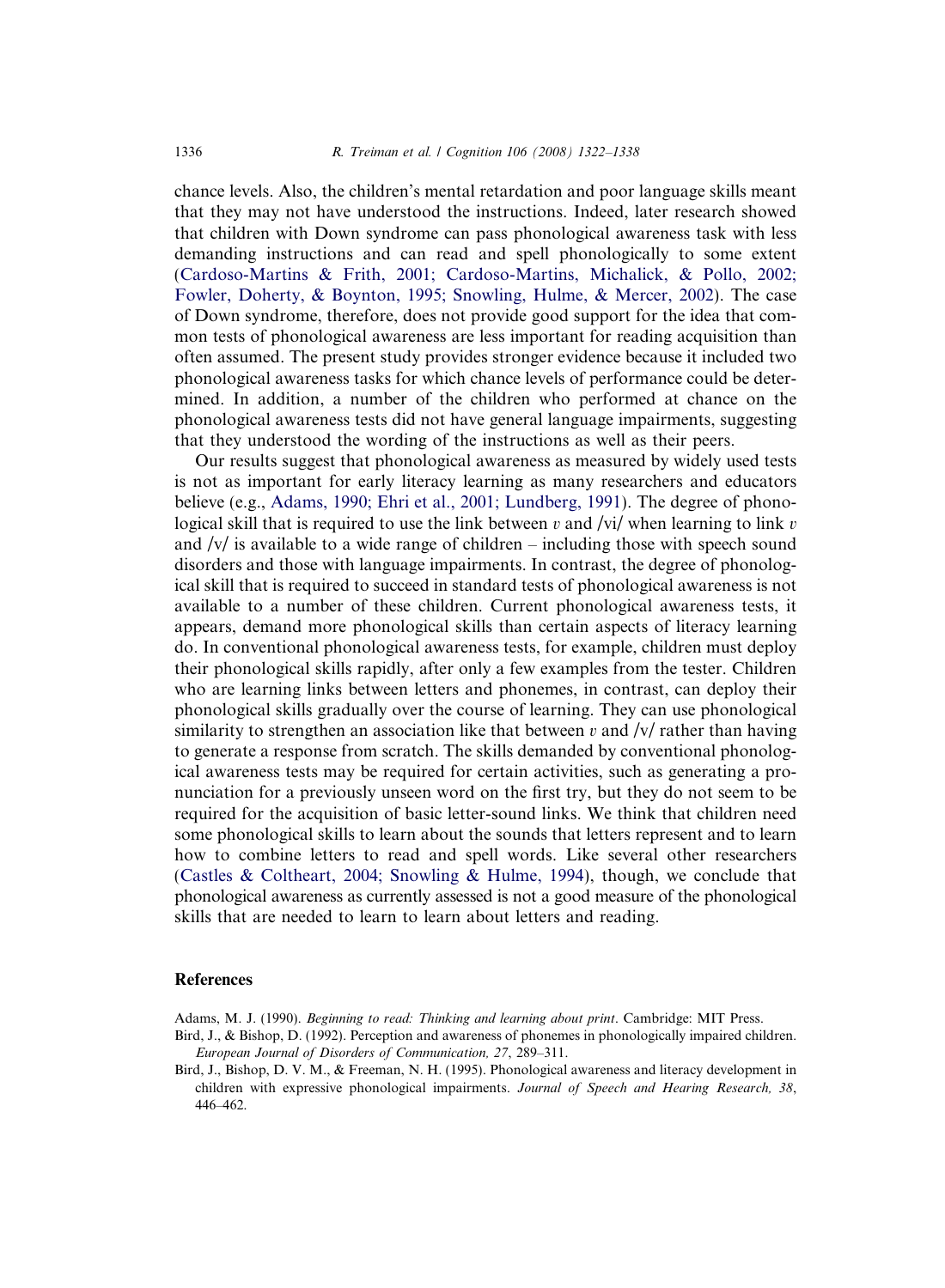chance levels. Also, the children's mental retardation and poor language skills meant that they may not have understood the instructions. Indeed, later research showed that children with Down syndrome can pass phonological awareness task with less demanding instructions and can read and spell phonologically to some extent (Cardoso-Martins & Frith, 2001; Cardoso-Martins, Michalick, & Pollo, 2002; Fowler, Doherty, & Boynton, 1995; Snowling, Hulme, & Mercer, 2002). The case of Down syndrome, therefore, does not provide good support for the idea that common tests of phonological awareness are less important for reading acquisition than often assumed. The present study provides stronger evidence because it included two phonological awareness tasks for which chance levels of performance could be determined. In addition, a number of the children who performed at chance on the phonological awareness tests did not have general language impairments, suggesting that they understood the wording of the instructions as well as their peers.

Our results suggest that phonological awareness as measured by widely used tests is not as important for early literacy learning as many researchers and educators believe (e.g., Adams, 1990; Ehri et al., 2001; Lundberg, 1991). The degree of phonological skill that is required to use the link between *v* and /vi/ when learning to link *v* and /v/ is available to a wide range of children – including those with speech sound disorders and those with language impairments. In contrast, the degree of phonological skill that is required to succeed in standard tests of phonological awareness is not available to a number of these children. Current phonological awareness tests, it appears, demand more phonological skills than certain aspects of literacy learning do. In conventional phonological awareness tests, for example, children must deploy their phonological skills rapidly, after only a few examples from the tester. Children who are learning links between letters and phonemes, in contrast, can deploy their phonological skills gradually over the course of learning. They can use phonological similarity to strengthen an association like that between *v* and /v/ rather than having to generate a response from scratch. The skills demanded by conventional phonological awareness tests may be required for certain activities, such as generating a pronunciation for a previously unseen word on the first try, but they do not seem to be required for the acquisition of basic letter-sound links. We think that children need some phonological skills to learn about the sounds that letters represent and to learn how to combine letters to read and spell words. Like several other researchers (Castles & Coltheart, 2004; Snowling & Hulme, 1994), though, we conclude that phonological awareness as currently assessed is not a good measure of the phonological skills that are needed to learn to learn about letters and reading.

## References

Adams, M. J. (1990). *Beginning to read: Thinking and learning about print*. Cambridge: MIT Press.

Bird, J., & Bishop, D. (1992). Perception and awareness of phonemes in phonologically impaired children. *European Journal of Disorders of Communication, 27*, 289–311.

Bird, J., Bishop, D. V. M., & Freeman, N. H. (1995). Phonological awareness and literacy development in children with expressive phonological impairments. *Journal of Speech and Hearing Research, 38*, 446–462.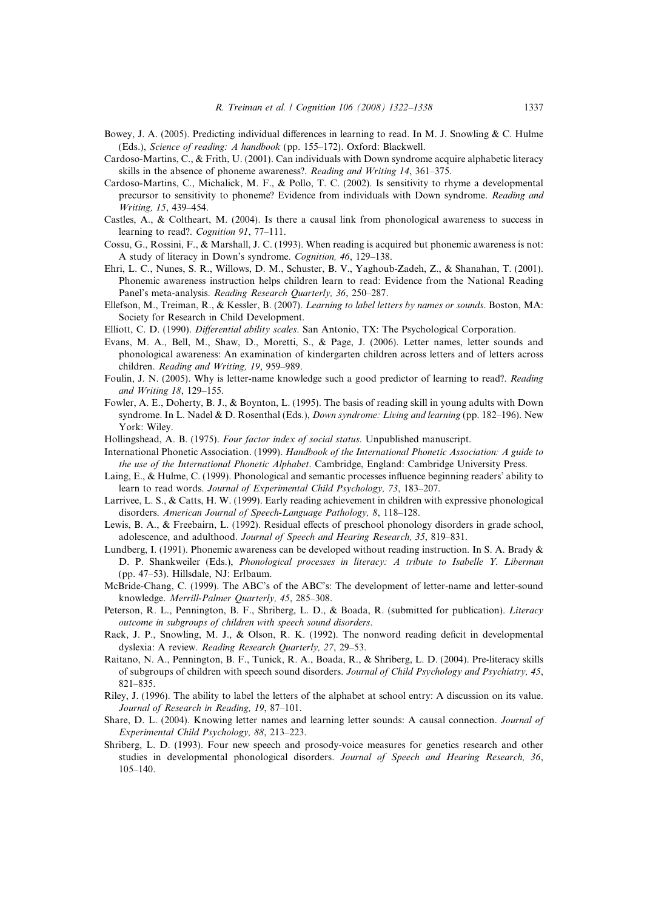Bowey, J. A. (2005). Predicting individual differences in learning to read. In M. J. Snowling & C. Hulme (Eds.), *Science of reading: A handbook* (pp. 155–172). Oxford: Blackwell.

Cardoso-Martins, C., & Frith, U. (2001). Can individuals with Down syndrome acquire alphabetic literacy skills in the absence of phoneme awareness?. *Reading and Writing 14*, 361–375.

Cardoso-Martins, C., Michalick, M. F., & Pollo, T. C. (2002). Is sensitivity to rhyme a developmental precursor to sensitivity to phoneme? Evidence from individuals with Down syndrome. *Reading and Writing, 15*, 439–454.

Castles, A., & Coltheart, M. (2004). Is there a causal link from phonological awareness to success in learning to read?. *Cognition 91*, 77–111.

Cossu, G., Rossini, F., & Marshall, J. C. (1993). When reading is acquired but phonemic awareness is not: A study of literacy in Down's syndrome. *Cognition, 46*, 129–138.

Ehri, L. C., Nunes, S. R., Willows, D. M., Schuster, B. V., Yaghoub-Zadeh, Z., & Shanahan, T. (2001). Phonemic awareness instruction helps children learn to read: Evidence from the National Reading Panel's meta-analysis. *Reading Research Quarterly, 36*, 250–287.

Ellefson, M., Treiman, R., & Kessler, B. (2007). *Learning to label letters by names or sounds*. Boston, MA: Society for Research in Child Development.

Elliott, C. D. (1990). *Differential ability scales*. San Antonio, TX: The Psychological Corporation.

Evans, M. A., Bell, M., Shaw, D., Moretti, S., & Page, J. (2006). Letter names, letter sounds and phonological awareness: An examination of kindergarten children across letters and of letters across children. *Reading and Writing, 19*, 959–989.

Foulin, J. N. (2005). Why is letter-name knowledge such a good predictor of learning to read?. *Reading and Writing 18*, 129–155.

Fowler, A. E., Doherty, B. J., & Boynton, L. (1995). The basis of reading skill in young adults with Down syndrome. In L. Nadel & D. Rosenthal (Eds.), *Down syndrome: Living and learning* (pp. 182–196). New York: Wiley.

Hollingshead, A. B. (1975). *Four factor index of social status*. Unpublished manuscript.

International Phonetic Association. (1999). *Handbook of the International Phonetic Association: A guide to the use of the International Phonetic Alphabet*. Cambridge, England: Cambridge University Press.

Laing, E., & Hulme, C. (1999). Phonological and semantic processes influence beginning readers' ability to learn to read words. *Journal of Experimental Child Psychology, 73*, 183–207.

Larrivee, L. S., & Catts, H. W. (1999). Early reading achievement in children with expressive phonological disorders. *American Journal of Speech-Language Pathology, 8*, 118–128.

Lewis, B. A., & Freebairn, L. (1992). Residual effects of preschool phonology disorders in grade school, adolescence, and adulthood. *Journal of Speech and Hearing Research, 35*, 819–831.

Lundberg, I. (1991). Phonemic awareness can be developed without reading instruction. In S. A. Brady & D. P. Shankweiler (Eds.), *Phonological processes in literacy: A tribute to Isabelle Y. Liberman* (pp. 47–53). Hillsdale, NJ: Erlbaum.

McBride-Chang, C. (1999). The ABC's of the ABC's: The development of letter-name and letter-sound knowledge. *Merrill-Palmer Quarterly, 45*, 285–308.

Peterson, R. L., Pennington, B. F., Shriberg, L. D., & Boada, R. (submitted for publication). *Literacy outcome in subgroups of children with speech sound disorders*.

Rack, J. P., Snowling, M. J., & Olson, R. K. (1992). The nonword reading deficit in developmental dyslexia: A review. *Reading Research Quarterly, 27*, 29–53.

Raitano, N. A., Pennington, B. F., Tunick, R. A., Boada, R., & Shriberg, L. D. (2004). Pre-literacy skills of subgroups of children with speech sound disorders. *Journal of Child Psychology and Psychiatry, 45*, 821–835.

Riley, J. (1996). The ability to label the letters of the alphabet at school entry: A discussion on its value. *Journal of Research in Reading, 19*, 87–101.

Share, D. L. (2004). Knowing letter names and learning letter sounds: A causal connection. *Journal of Experimental Child Psychology, 88*, 213–223.

Shriberg, L. D. (1993). Four new speech and prosody-voice measures for genetics research and other studies in developmental phonological disorders. *Journal of Speech and Hearing Research, 36*, 105–140.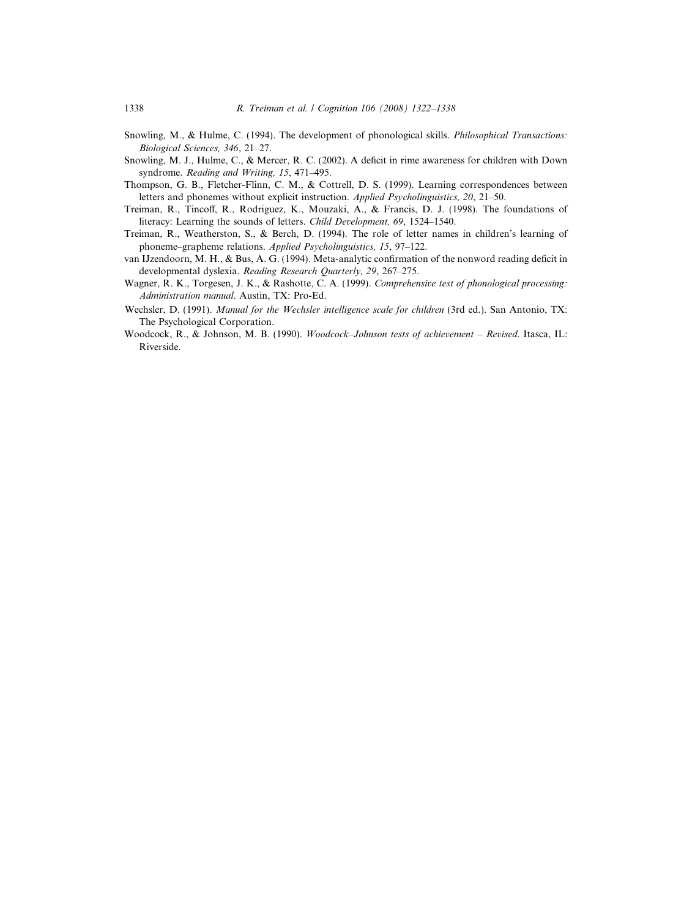Snowling, M., & Hulme, C. (1994). The development of phonological skills. *Philosophical Transactions: Biological Sciences, 346*, 21–27.

Snowling, M. J., Hulme, C., & Mercer, R. C. (2002). A deficit in rime awareness for children with Down syndrome. *Reading and Writing, 15*, 471–495.

Thompson, G. B., Fletcher-Flinn, C. M., & Cottrell, D. S. (1999). Learning correspondences between letters and phonemes without explicit instruction. *Applied Psycholinguistics, 20*, 21–50.

Treiman, R., Tincoff, R., Rodriguez, K., Mouzaki, A., & Francis, D. J. (1998). The foundations of literacy: Learning the sounds of letters. *Child Development, 69*, 1524–1540.

Treiman, R., Weatherston, S., & Berch, D. (1994). The role of letter names in children's learning of phoneme–grapheme relations. *Applied Psycholinguistics, 15*, 97–122.

van IJzendoorn, M. H., & Bus, A. G. (1994). Meta-analytic confirmation of the nonword reading deficit in developmental dyslexia. *Reading Research Quarterly, 29*, 267–275.

Wagner, R. K., Torgesen, J. K., & Rashotte, C. A. (1999). *Comprehensive test of phonological processing: Administration manual*. Austin, TX: Pro-Ed.

Wechsler, D. (1991). *Manual for the Wechsler intelligence scale for children* (3rd ed.). San Antonio, TX: The Psychological Corporation.

Woodcock, R., & Johnson, M. B. (1990). *Woodcock–Johnson tests of achievement – Revised*. Itasca, IL: Riverside.